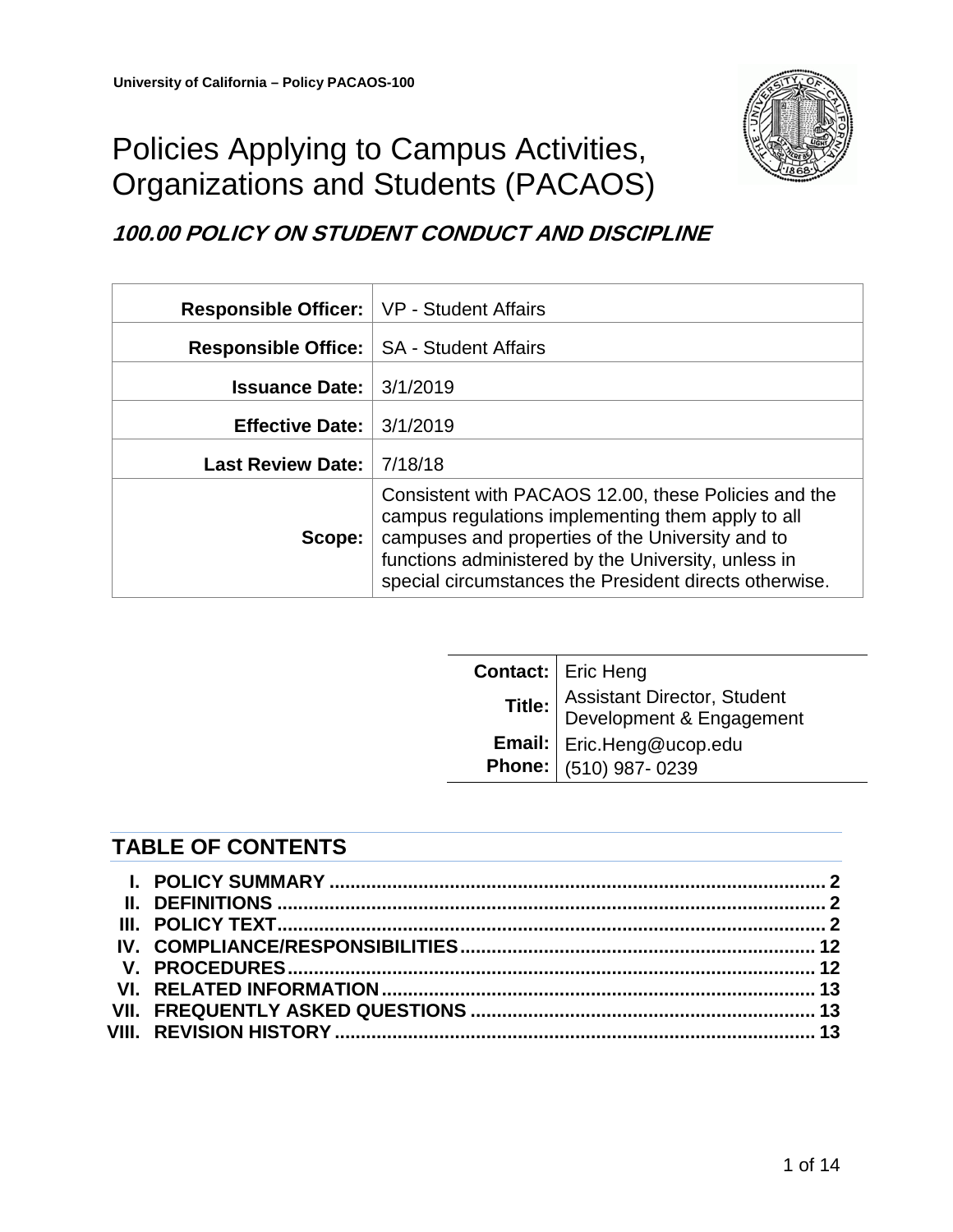**University of California – Policy PACAOS-100**

# Policies Applying to Campus Activities, Organizations and Students (PACAOS)

## *100.00 POLICY ON STUDENT CONDUCT AND DISCIPLINE*

| | |
|---|---|
| **Responsible Officer:** | VP - Student Affairs |
| **Responsible Office:** | SA - Student Affairs |
| **Issuance Date:** | 3/1/2019 |
| **Effective Date:** | 3/1/2019 |
| **Last Review Date:** | 7/18/18 |
| **Scope:** | Consistent with PACAOS 12.00, these Policies and the campus regulations implementing them apply to all campuses and properties of the University and to functions administered by the University, unless in special circumstances the President directs otherwise. |

| | |
|---|---|
| **Contact:** | Eric Heng |
| **Title:** | Assistant Director, Student Development & Engagement |
| **Email:** | Eric.Heng@ucop.edu |
| **Phone:** | (510) 987- 0239 |

## TABLE OF CONTENTS

- **I. POLICY SUMMARY ........ 2**
- **II. DEFINITIONS ........ 2**
- **III. POLICY TEXT ........ 2**
- **IV. COMPLIANCE/RESPONSIBILITIES ........ 12**
- **V. PROCEDURES ........ 12**
- **VI. RELATED INFORMATION ........ 13**
- **VII. FREQUENTLY ASKED QUESTIONS ........ 13**
- **VIII. REVISION HISTORY ........ 13**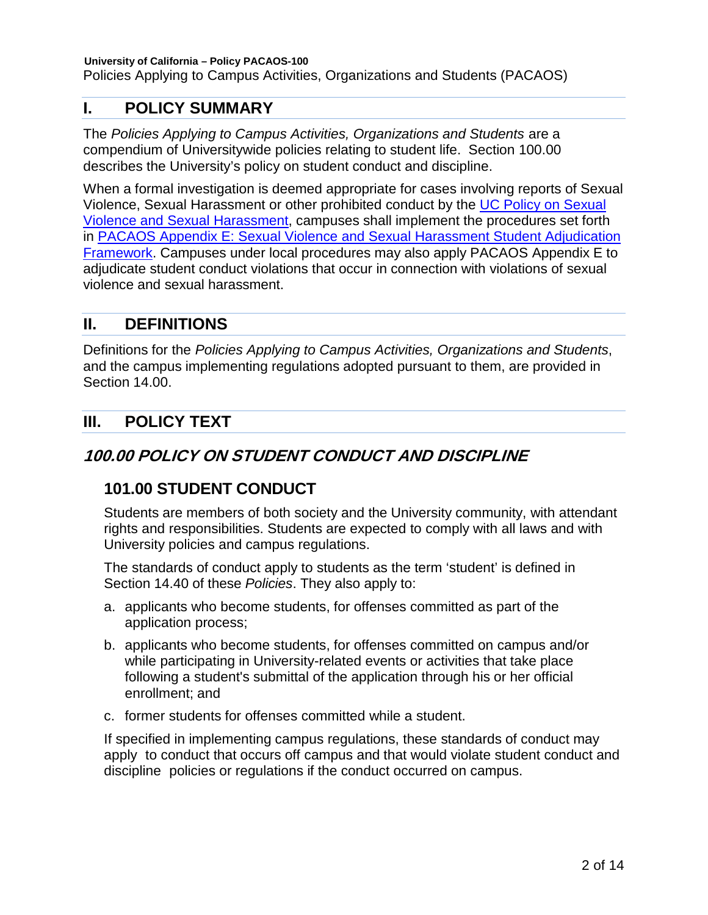## I. POLICY SUMMARY

The *Policies Applying to Campus Activities, Organizations and Students* are a compendium of Universitywide policies relating to student life. Section 100.00 describes the University's policy on student conduct and discipline.

When a formal investigation is deemed appropriate for cases involving reports of Sexual Violence, Sexual Harassment or other prohibited conduct by the UC Policy on Sexual Violence and Sexual Harassment, campuses shall implement the procedures set forth in PACAOS Appendix E: Sexual Violence and Sexual Harassment Student Adjudication Framework. Campuses under local procedures may also apply PACAOS Appendix E to adjudicate student conduct violations that occur in connection with violations of sexual violence and sexual harassment.

## II. DEFINITIONS

Definitions for the *Policies Applying to Campus Activities, Organizations and Students*, and the campus implementing regulations adopted pursuant to them, are provided in Section 14.00.

## III. POLICY TEXT

### *100.00 POLICY ON STUDENT CONDUCT AND DISCIPLINE*

#### 101.00 STUDENT CONDUCT

Students are members of both society and the University community, with attendant rights and responsibilities. Students are expected to comply with all laws and with University policies and campus regulations.

The standards of conduct apply to students as the term 'student' is defined in Section 14.40 of these *Policies*. They also apply to:

a. applicants who become students, for offenses committed as part of the application process;

b. applicants who become students, for offenses committed on campus and/or while participating in University-related events or activities that take place following a student's submittal of the application through his or her official enrollment; and

c. former students for offenses committed while a student.

If specified in implementing campus regulations, these standards of conduct may apply to conduct that occurs off campus and that would violate student conduct and discipline policies or regulations if the conduct occurred on campus.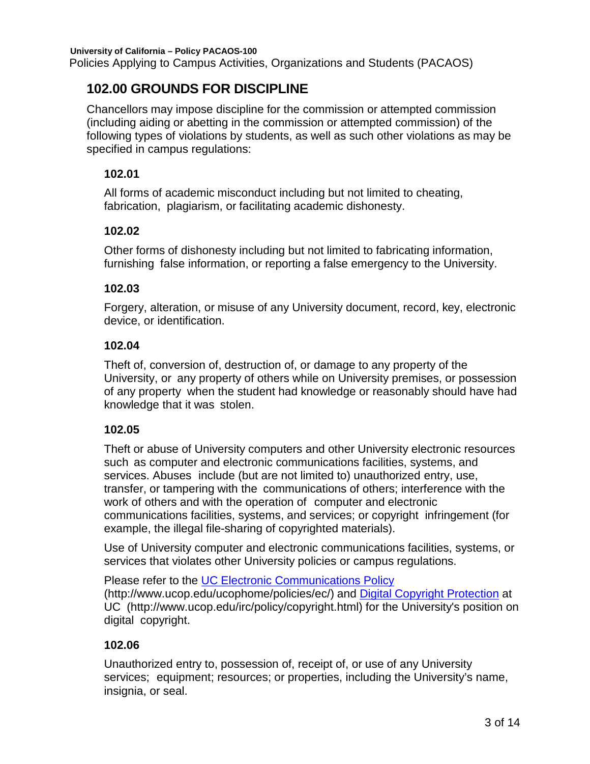## 102.00 GROUNDS FOR DISCIPLINE

Chancellors may impose discipline for the commission or attempted commission (including aiding or abetting in the commission or attempted commission) of the following types of violations by students, as well as such other violations as may be specified in campus regulations:

### 102.01

All forms of academic misconduct including but not limited to cheating, fabrication, plagiarism, or facilitating academic dishonesty.

### 102.02

Other forms of dishonesty including but not limited to fabricating information, furnishing false information, or reporting a false emergency to the University.

### 102.03

Forgery, alteration, or misuse of any University document, record, key, electronic device, or identification.

### 102.04

Theft of, conversion of, destruction of, or damage to any property of the University, or any property of others while on University premises, or possession of any property when the student had knowledge or reasonably should have had knowledge that it was stolen.

### 102.05

Theft or abuse of University computers and other University electronic resources such as computer and electronic communications facilities, systems, and services. Abuses include (but are not limited to) unauthorized entry, use, transfer, or tampering with the communications of others; interference with the work of others and with the operation of computer and electronic communications facilities, systems, and services; or copyright infringement (for example, the illegal file-sharing of copyrighted materials).

Use of University computer and electronic communications facilities, systems, or services that violates other University policies or campus regulations.

Please refer to the [UC Electronic Communications Policy](http://www.ucop.edu/ucophome/policies/ec/) (http://www.ucop.edu/ucophome/policies/ec/) and [Digital Copyright Protection](http://www.ucop.edu/irc/policy/copyright.html) at UC (http://www.ucop.edu/irc/policy/copyright.html) for the University's position on digital copyright.

### 102.06

Unauthorized entry to, possession of, receipt of, or use of any University services; equipment; resources; or properties, including the University's name, insignia, or seal.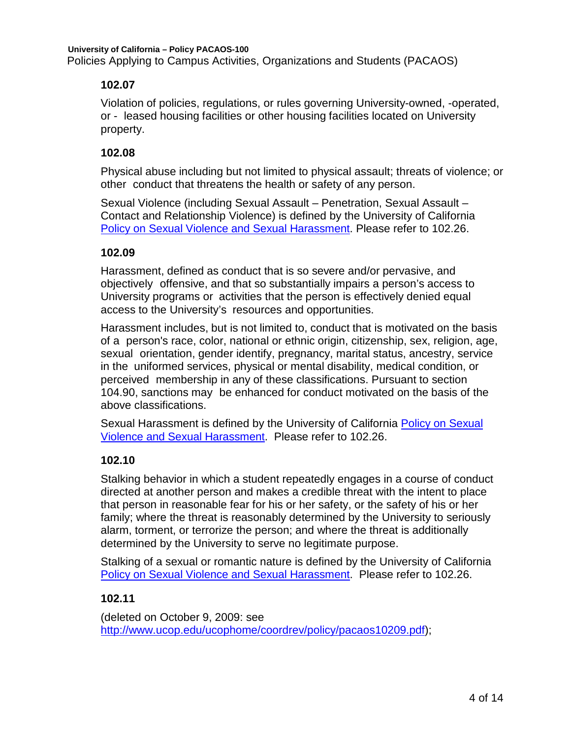### 102.07

Violation of policies, regulations, or rules governing University-owned, -operated, or - leased housing facilities or other housing facilities located on University property.

### 102.08

Physical abuse including but not limited to physical assault; threats of violence; or other conduct that threatens the health or safety of any person.

Sexual Violence (including Sexual Assault – Penetration, Sexual Assault – Contact and Relationship Violence) is defined by the University of California Policy on Sexual Violence and Sexual Harassment. Please refer to 102.26.

### 102.09

Harassment, defined as conduct that is so severe and/or pervasive, and objectively offensive, and that so substantially impairs a person's access to University programs or activities that the person is effectively denied equal access to the University's resources and opportunities.

Harassment includes, but is not limited to, conduct that is motivated on the basis of a person's race, color, national or ethnic origin, citizenship, sex, religion, age, sexual orientation, gender identify, pregnancy, marital status, ancestry, service in the uniformed services, physical or mental disability, medical condition, or perceived membership in any of these classifications. Pursuant to section 104.90, sanctions may be enhanced for conduct motivated on the basis of the above classifications.

Sexual Harassment is defined by the University of California Policy on Sexual Violence and Sexual Harassment. Please refer to 102.26.

### 102.10

Stalking behavior in which a student repeatedly engages in a course of conduct directed at another person and makes a credible threat with the intent to place that person in reasonable fear for his or her safety, or the safety of his or her family; where the threat is reasonably determined by the University to seriously alarm, torment, or terrorize the person; and where the threat is additionally determined by the University to serve no legitimate purpose.

Stalking of a sexual or romantic nature is defined by the University of California Policy on Sexual Violence and Sexual Harassment. Please refer to 102.26.

### 102.11

(deleted on October 9, 2009: see http://www.ucop.edu/ucophome/coordrev/policy/pacaos10209.pdf);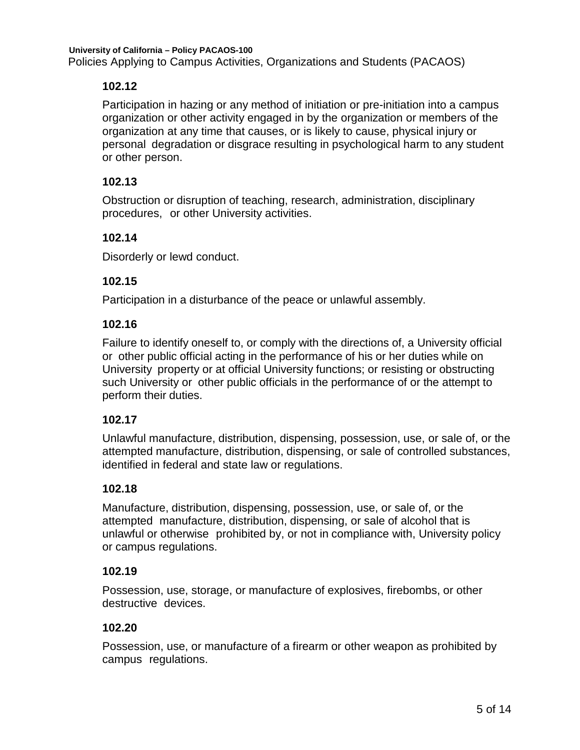### 102.12

Participation in hazing or any method of initiation or pre-initiation into a campus organization or other activity engaged in by the organization or members of the organization at any time that causes, or is likely to cause, physical injury or personal degradation or disgrace resulting in psychological harm to any student or other person.

### 102.13

Obstruction or disruption of teaching, research, administration, disciplinary procedures, or other University activities.

### 102.14

Disorderly or lewd conduct.

### 102.15

Participation in a disturbance of the peace or unlawful assembly.

### 102.16

Failure to identify oneself to, or comply with the directions of, a University official or other public official acting in the performance of his or her duties while on University property or at official University functions; or resisting or obstructing such University or other public officials in the performance of or the attempt to perform their duties.

### 102.17

Unlawful manufacture, distribution, dispensing, possession, use, or sale of, or the attempted manufacture, distribution, dispensing, or sale of controlled substances, identified in federal and state law or regulations.

### 102.18

Manufacture, distribution, dispensing, possession, use, or sale of, or the attempted manufacture, distribution, dispensing, or sale of alcohol that is unlawful or otherwise prohibited by, or not in compliance with, University policy or campus regulations.

### 102.19

Possession, use, storage, or manufacture of explosives, firebombs, or other destructive devices.

### 102.20

Possession, use, or manufacture of a firearm or other weapon as prohibited by campus regulations.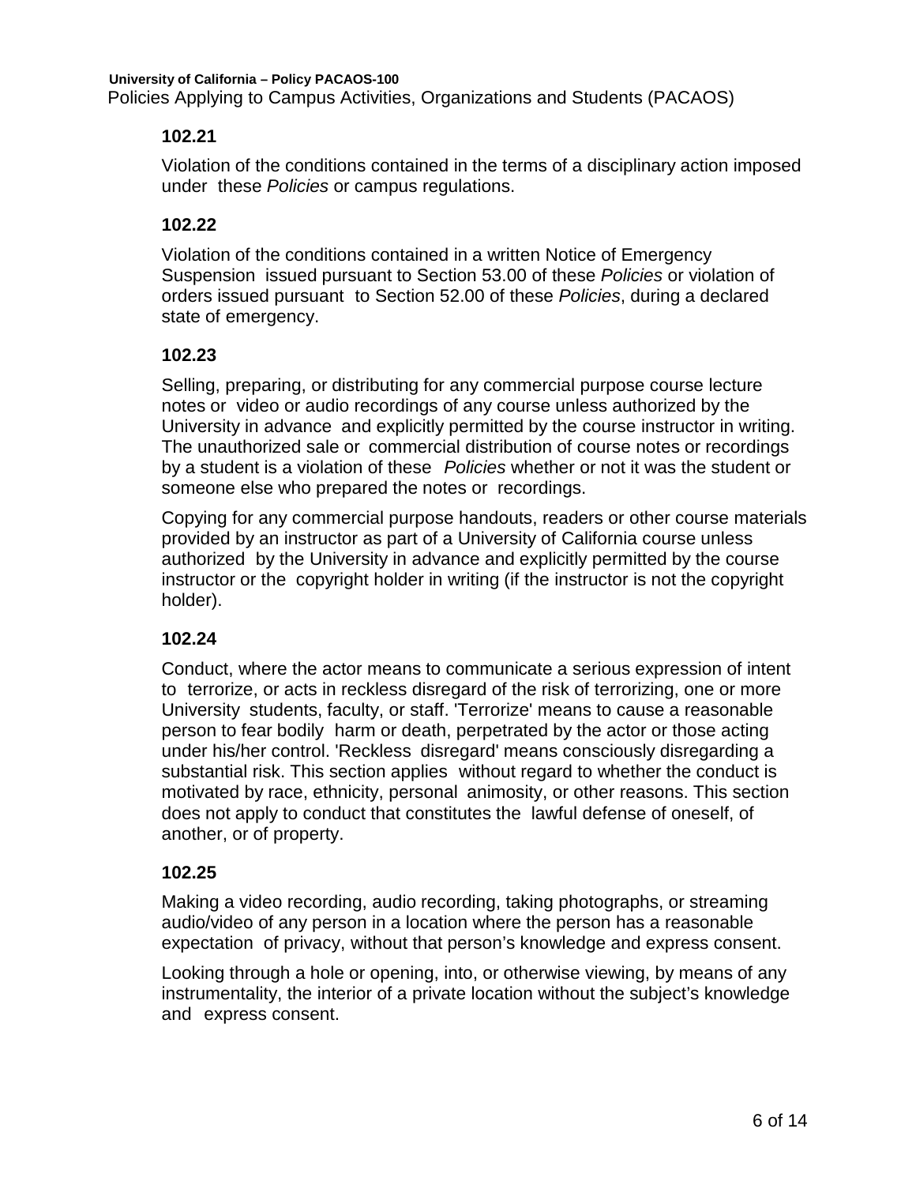### 102.21

Violation of the conditions contained in the terms of a disciplinary action imposed under these *Policies* or campus regulations.

### 102.22

Violation of the conditions contained in a written Notice of Emergency Suspension issued pursuant to Section 53.00 of these *Policies* or violation of orders issued pursuant to Section 52.00 of these *Policies*, during a declared state of emergency.

### 102.23

Selling, preparing, or distributing for any commercial purpose course lecture notes or video or audio recordings of any course unless authorized by the University in advance and explicitly permitted by the course instructor in writing. The unauthorized sale or commercial distribution of course notes or recordings by a student is a violation of these *Policies* whether or not it was the student or someone else who prepared the notes or recordings.

Copying for any commercial purpose handouts, readers or other course materials provided by an instructor as part of a University of California course unless authorized by the University in advance and explicitly permitted by the course instructor or the copyright holder in writing (if the instructor is not the copyright holder).

### 102.24

Conduct, where the actor means to communicate a serious expression of intent to terrorize, or acts in reckless disregard of the risk of terrorizing, one or more University students, faculty, or staff. 'Terrorize' means to cause a reasonable person to fear bodily harm or death, perpetrated by the actor or those acting under his/her control. 'Reckless disregard' means consciously disregarding a substantial risk. This section applies without regard to whether the conduct is motivated by race, ethnicity, personal animosity, or other reasons. This section does not apply to conduct that constitutes the lawful defense of oneself, of another, or of property.

### 102.25

Making a video recording, audio recording, taking photographs, or streaming audio/video of any person in a location where the person has a reasonable expectation of privacy, without that person's knowledge and express consent.

Looking through a hole or opening, into, or otherwise viewing, by means of any instrumentality, the interior of a private location without the subject's knowledge and express consent.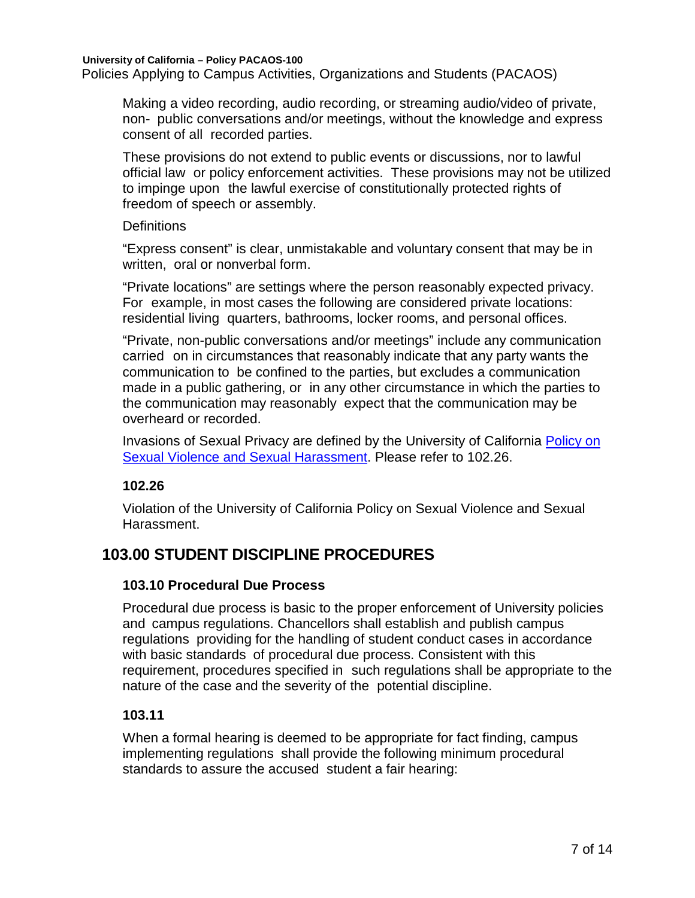Making a video recording, audio recording, or streaming audio/video of private, non- public conversations and/or meetings, without the knowledge and express consent of all recorded parties.

These provisions do not extend to public events or discussions, nor to lawful official law or policy enforcement activities. These provisions may not be utilized to impinge upon the lawful exercise of constitutionally protected rights of freedom of speech or assembly.

Definitions

"Express consent" is clear, unmistakable and voluntary consent that may be in written, oral or nonverbal form.

"Private locations" are settings where the person reasonably expected privacy. For example, in most cases the following are considered private locations: residential living quarters, bathrooms, locker rooms, and personal offices.

"Private, non-public conversations and/or meetings" include any communication carried on in circumstances that reasonably indicate that any party wants the communication to be confined to the parties, but excludes a communication made in a public gathering, or in any other circumstance in which the parties to the communication may reasonably expect that the communication may be overheard or recorded.

Invasions of Sexual Privacy are defined by the University of California [Policy on Sexual Violence and Sexual Harassment](). Please refer to 102.26.

### 102.26

Violation of the University of California Policy on Sexual Violence and Sexual Harassment.

## 103.00 STUDENT DISCIPLINE PROCEDURES

### 103.10 Procedural Due Process

Procedural due process is basic to the proper enforcement of University policies and campus regulations. Chancellors shall establish and publish campus regulations providing for the handling of student conduct cases in accordance with basic standards of procedural due process. Consistent with this requirement, procedures specified in such regulations shall be appropriate to the nature of the case and the severity of the potential discipline.

### 103.11

When a formal hearing is deemed to be appropriate for fact finding, campus implementing regulations shall provide the following minimum procedural standards to assure the accused student a fair hearing: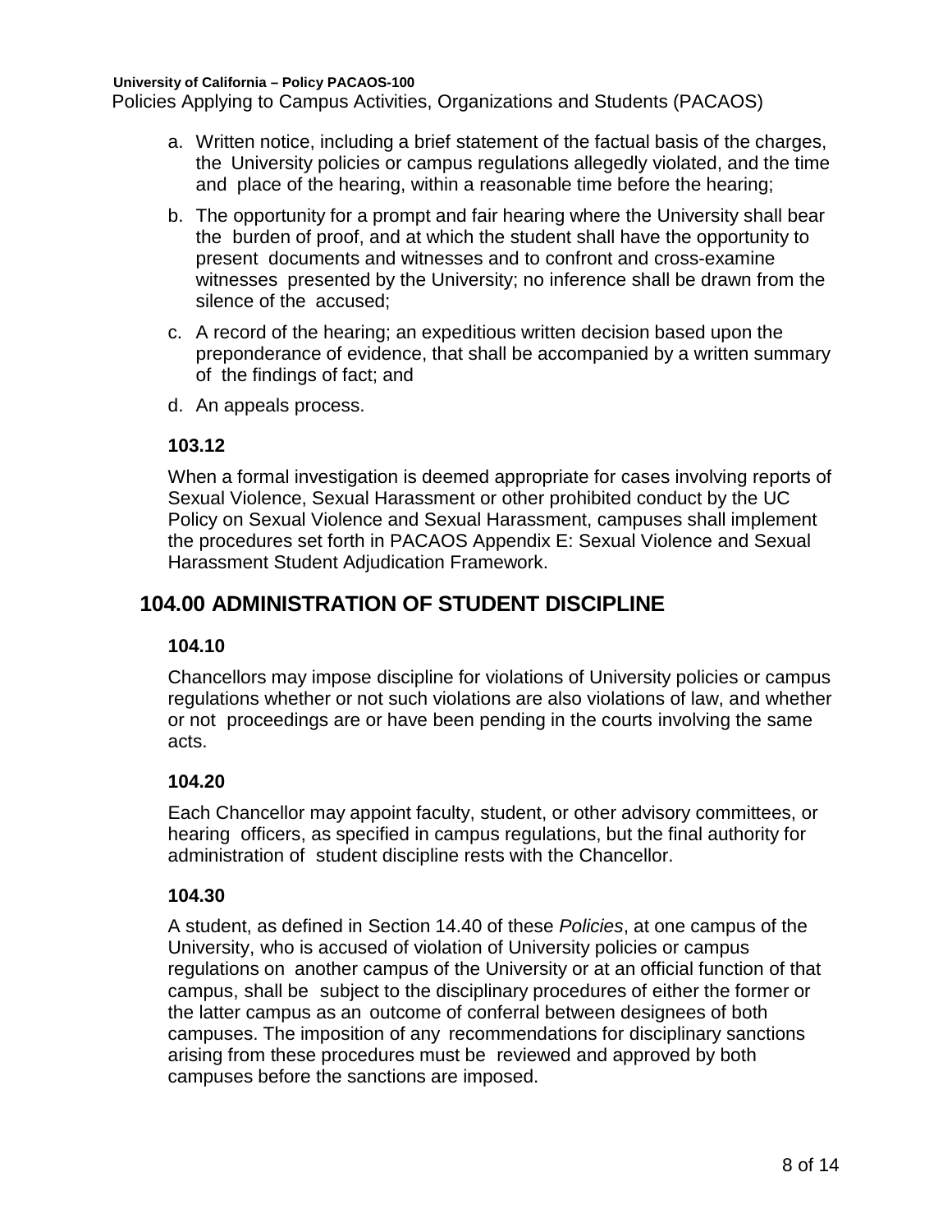a. Written notice, including a brief statement of the factual basis of the charges, the University policies or campus regulations allegedly violated, and the time and place of the hearing, within a reasonable time before the hearing;

b. The opportunity for a prompt and fair hearing where the University shall bear the burden of proof, and at which the student shall have the opportunity to present documents and witnesses and to confront and cross-examine witnesses presented by the University; no inference shall be drawn from the silence of the accused;

c. A record of the hearing; an expeditious written decision based upon the preponderance of evidence, that shall be accompanied by a written summary of the findings of fact; and

d. An appeals process.

### 103.12

When a formal investigation is deemed appropriate for cases involving reports of Sexual Violence, Sexual Harassment or other prohibited conduct by the UC Policy on Sexual Violence and Sexual Harassment, campuses shall implement the procedures set forth in PACAOS Appendix E: Sexual Violence and Sexual Harassment Student Adjudication Framework.

## 104.00 ADMINISTRATION OF STUDENT DISCIPLINE

### 104.10

Chancellors may impose discipline for violations of University policies or campus regulations whether or not such violations are also violations of law, and whether or not proceedings are or have been pending in the courts involving the same acts.

### 104.20

Each Chancellor may appoint faculty, student, or other advisory committees, or hearing officers, as specified in campus regulations, but the final authority for administration of student discipline rests with the Chancellor.

### 104.30

A student, as defined in Section 14.40 of these *Policies*, at one campus of the University, who is accused of violation of University policies or campus regulations on another campus of the University or at an official function of that campus, shall be subject to the disciplinary procedures of either the former or the latter campus as an outcome of conferral between designees of both campuses. The imposition of any recommendations for disciplinary sanctions arising from these procedures must be reviewed and approved by both campuses before the sanctions are imposed.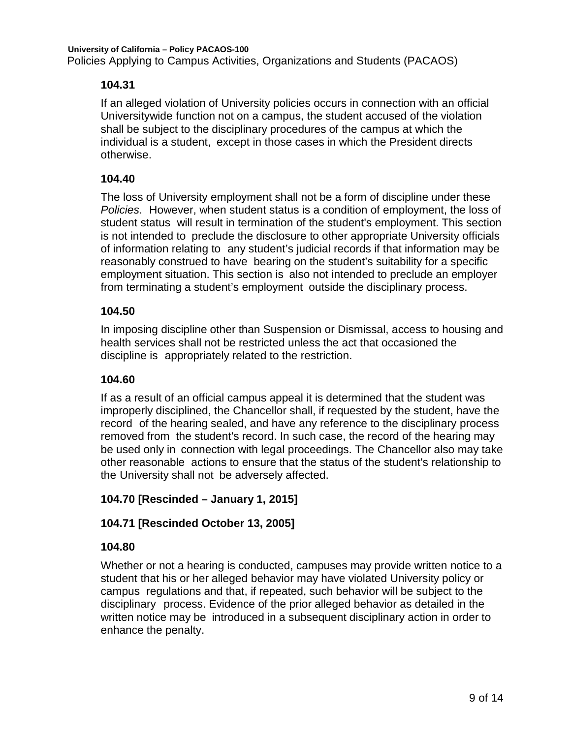**104.31**

If an alleged violation of University policies occurs in connection with an official Universitywide function not on a campus, the student accused of the violation shall be subject to the disciplinary procedures of the campus at which the individual is a student, except in those cases in which the President directs otherwise.

**104.40**

The loss of University employment shall not be a form of discipline under these *Policies*. However, when student status is a condition of employment, the loss of student status will result in termination of the student's employment. This section is not intended to preclude the disclosure to other appropriate University officials of information relating to any student's judicial records if that information may be reasonably construed to have bearing on the student's suitability for a specific employment situation. This section is also not intended to preclude an employer from terminating a student's employment outside the disciplinary process.

**104.50**

In imposing discipline other than Suspension or Dismissal, access to housing and health services shall not be restricted unless the act that occasioned the discipline is appropriately related to the restriction.

**104.60**

If as a result of an official campus appeal it is determined that the student was improperly disciplined, the Chancellor shall, if requested by the student, have the record of the hearing sealed, and have any reference to the disciplinary process removed from the student's record. In such case, the record of the hearing may be used only in connection with legal proceedings. The Chancellor also may take other reasonable actions to ensure that the status of the student's relationship to the University shall not be adversely affected.

**104.70 [Rescinded – January 1, 2015]**

**104.71 [Rescinded October 13, 2005]**

**104.80**

Whether or not a hearing is conducted, campuses may provide written notice to a student that his or her alleged behavior may have violated University policy or campus regulations and that, if repeated, such behavior will be subject to the disciplinary process. Evidence of the prior alleged behavior as detailed in the written notice may be introduced in a subsequent disciplinary action in order to enhance the penalty.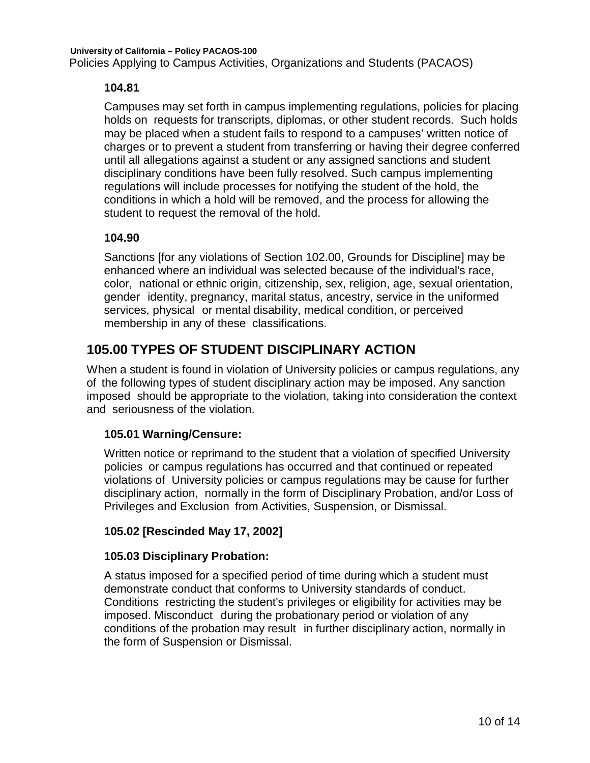### 104.81

Campuses may set forth in campus implementing regulations, policies for placing holds on requests for transcripts, diplomas, or other student records. Such holds may be placed when a student fails to respond to a campuses' written notice of charges or to prevent a student from transferring or having their degree conferred until all allegations against a student or any assigned sanctions and student disciplinary conditions have been fully resolved. Such campus implementing regulations will include processes for notifying the student of the hold, the conditions in which a hold will be removed, and the process for allowing the student to request the removal of the hold.

### 104.90

Sanctions [for any violations of Section 102.00, Grounds for Discipline] may be enhanced where an individual was selected because of the individual's race, color, national or ethnic origin, citizenship, sex, religion, age, sexual orientation, gender identity, pregnancy, marital status, ancestry, service in the uniformed services, physical or mental disability, medical condition, or perceived membership in any of these classifications.

## 105.00 TYPES OF STUDENT DISCIPLINARY ACTION

When a student is found in violation of University policies or campus regulations, any of the following types of student disciplinary action may be imposed. Any sanction imposed should be appropriate to the violation, taking into consideration the context and seriousness of the violation.

### 105.01 Warning/Censure:

Written notice or reprimand to the student that a violation of specified University policies or campus regulations has occurred and that continued or repeated violations of University policies or campus regulations may be cause for further disciplinary action, normally in the form of Disciplinary Probation, and/or Loss of Privileges and Exclusion from Activities, Suspension, or Dismissal.

### 105.02 [Rescinded May 17, 2002]

### 105.03 Disciplinary Probation:

A status imposed for a specified period of time during which a student must demonstrate conduct that conforms to University standards of conduct. Conditions restricting the student's privileges or eligibility for activities may be imposed. Misconduct during the probationary period or violation of any conditions of the probation may result in further disciplinary action, normally in the form of Suspension or Dismissal.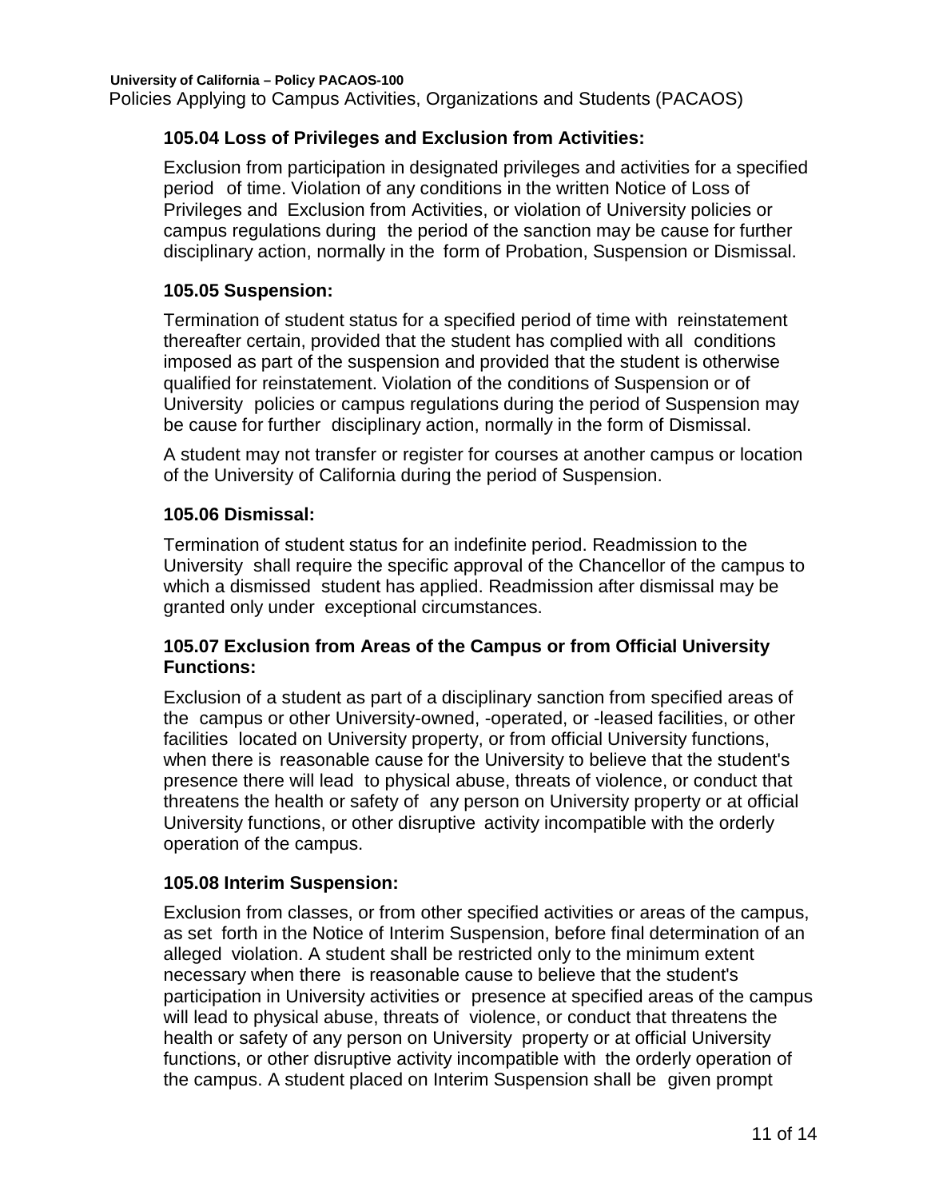### 105.04 Loss of Privileges and Exclusion from Activities:

Exclusion from participation in designated privileges and activities for a specified period of time. Violation of any conditions in the written Notice of Loss of Privileges and Exclusion from Activities, or violation of University policies or campus regulations during the period of the sanction may be cause for further disciplinary action, normally in the form of Probation, Suspension or Dismissal.

### 105.05 Suspension:

Termination of student status for a specified period of time with reinstatement thereafter certain, provided that the student has complied with all conditions imposed as part of the suspension and provided that the student is otherwise qualified for reinstatement. Violation of the conditions of Suspension or of University policies or campus regulations during the period of Suspension may be cause for further disciplinary action, normally in the form of Dismissal.

A student may not transfer or register for courses at another campus or location of the University of California during the period of Suspension.

### 105.06 Dismissal:

Termination of student status for an indefinite period. Readmission to the University shall require the specific approval of the Chancellor of the campus to which a dismissed student has applied. Readmission after dismissal may be granted only under exceptional circumstances.

### 105.07 Exclusion from Areas of the Campus or from Official University Functions:

Exclusion of a student as part of a disciplinary sanction from specified areas of the campus or other University-owned, -operated, or -leased facilities, or other facilities located on University property, or from official University functions, when there is reasonable cause for the University to believe that the student's presence there will lead to physical abuse, threats of violence, or conduct that threatens the health or safety of any person on University property or at official University functions, or other disruptive activity incompatible with the orderly operation of the campus.

### 105.08 Interim Suspension:

Exclusion from classes, or from other specified activities or areas of the campus, as set forth in the Notice of Interim Suspension, before final determination of an alleged violation. A student shall be restricted only to the minimum extent necessary when there is reasonable cause to believe that the student's participation in University activities or presence at specified areas of the campus will lead to physical abuse, threats of violence, or conduct that threatens the health or safety of any person on University property or at official University functions, or other disruptive activity incompatible with the orderly operation of the campus. A student placed on Interim Suspension shall be given prompt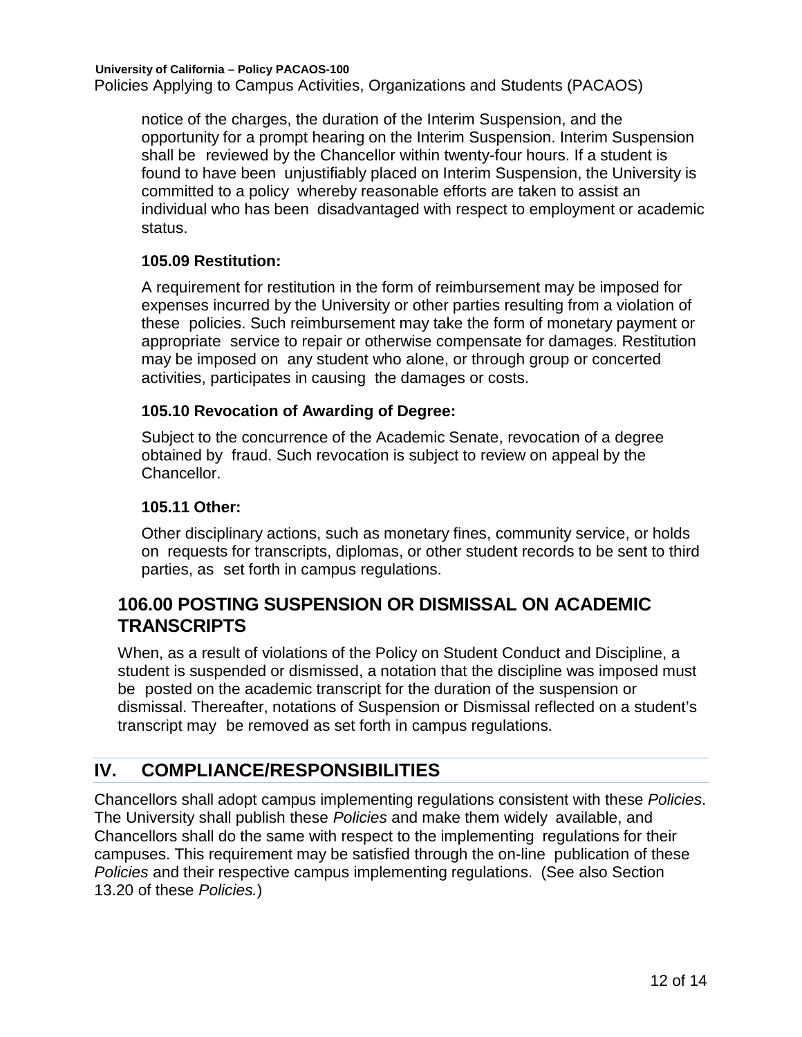notice of the charges, the duration of the Interim Suspension, and the opportunity for a prompt hearing on the Interim Suspension. Interim Suspension shall be reviewed by the Chancellor within twenty-four hours. If a student is found to have been unjustifiably placed on Interim Suspension, the University is committed to a policy whereby reasonable efforts are taken to assist an individual who has been disadvantaged with respect to employment or academic status.

### 105.09 Restitution:

A requirement for restitution in the form of reimbursement may be imposed for expenses incurred by the University or other parties resulting from a violation of these policies. Such reimbursement may take the form of monetary payment or appropriate service to repair or otherwise compensate for damages. Restitution may be imposed on any student who alone, or through group or concerted activities, participates in causing the damages or costs.

### 105.10 Revocation of Awarding of Degree:

Subject to the concurrence of the Academic Senate, revocation of a degree obtained by fraud. Such revocation is subject to review on appeal by the Chancellor.

### 105.11 Other:

Other disciplinary actions, such as monetary fines, community service, or holds on requests for transcripts, diplomas, or other student records to be sent to third parties, as set forth in campus regulations.

## 106.00 POSTING SUSPENSION OR DISMISSAL ON ACADEMIC TRANSCRIPTS

When, as a result of violations of the Policy on Student Conduct and Discipline, a student is suspended or dismissed, a notation that the discipline was imposed must be posted on the academic transcript for the duration of the suspension or dismissal. Thereafter, notations of Suspension or Dismissal reflected on a student's transcript may be removed as set forth in campus regulations.

# IV. COMPLIANCE/RESPONSIBILITIES

Chancellors shall adopt campus implementing regulations consistent with these *Policies*. The University shall publish these *Policies* and make them widely available, and Chancellors shall do the same with respect to the implementing regulations for their campuses. This requirement may be satisfied through the on-line publication of these *Policies* and their respective campus implementing regulations. (See also Section 13.20 of these *Policies.*)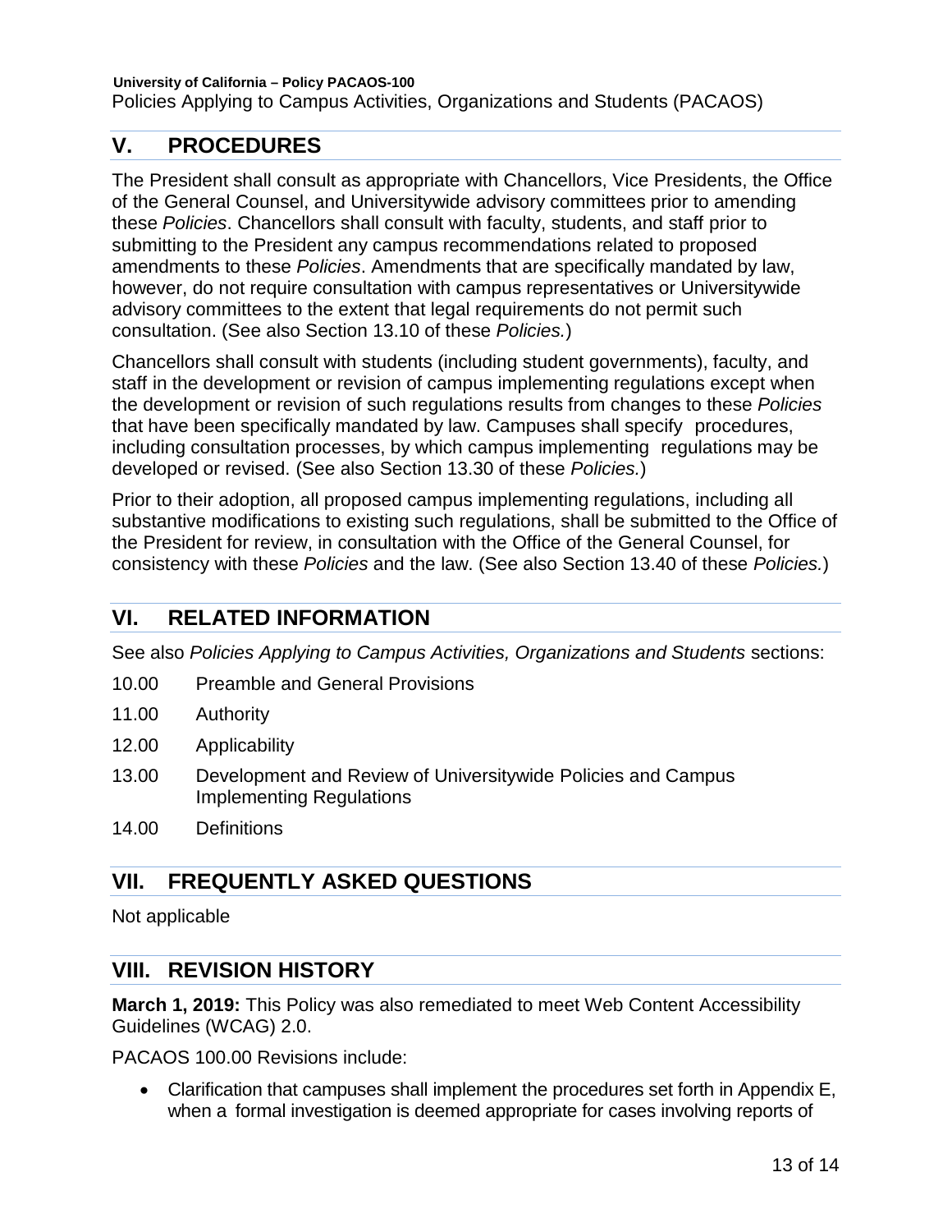## V. PROCEDURES

The President shall consult as appropriate with Chancellors, Vice Presidents, the Office of the General Counsel, and Universitywide advisory committees prior to amending these *Policies*. Chancellors shall consult with faculty, students, and staff prior to submitting to the President any campus recommendations related to proposed amendments to these *Policies*. Amendments that are specifically mandated by law, however, do not require consultation with campus representatives or Universitywide advisory committees to the extent that legal requirements do not permit such consultation. (See also Section 13.10 of these *Policies.*)

Chancellors shall consult with students (including student governments), faculty, and staff in the development or revision of campus implementing regulations except when the development or revision of such regulations results from changes to these *Policies* that have been specifically mandated by law. Campuses shall specify procedures, including consultation processes, by which campus implementing regulations may be developed or revised. (See also Section 13.30 of these *Policies.*)

Prior to their adoption, all proposed campus implementing regulations, including all substantive modifications to existing such regulations, shall be submitted to the Office of the President for review, in consultation with the Office of the General Counsel, for consistency with these *Policies* and the law. (See also Section 13.40 of these *Policies.*)

## VI. RELATED INFORMATION

See also *Policies Applying to Campus Activities, Organizations and Students* sections:

- 10.00 Preamble and General Provisions
- 11.00 Authority
- 12.00 Applicability
- 13.00 Development and Review of Universitywide Policies and Campus Implementing Regulations
- 14.00 Definitions

## VII. FREQUENTLY ASKED QUESTIONS

Not applicable

## VIII. REVISION HISTORY

**March 1, 2019:** This Policy was also remediated to meet Web Content Accessibility Guidelines (WCAG) 2.0.

PACAOS 100.00 Revisions include:

- Clarification that campuses shall implement the procedures set forth in Appendix E, when a formal investigation is deemed appropriate for cases involving reports of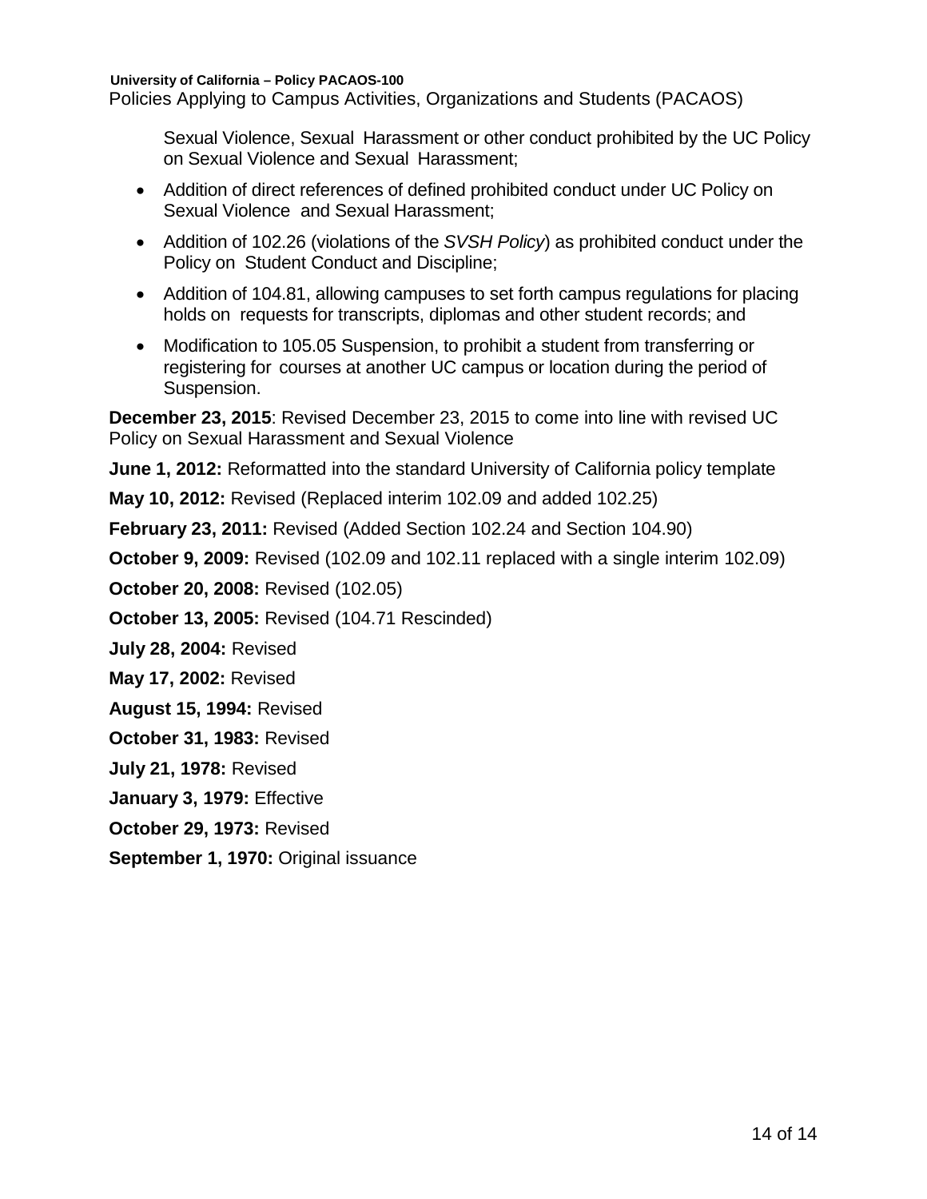Sexual Violence, Sexual Harassment or other conduct prohibited by the UC Policy on Sexual Violence and Sexual Harassment;

- Addition of direct references of defined prohibited conduct under UC Policy on Sexual Violence and Sexual Harassment;
- Addition of 102.26 (violations of the *SVSH Policy*) as prohibited conduct under the Policy on Student Conduct and Discipline;
- Addition of 104.81, allowing campuses to set forth campus regulations for placing holds on requests for transcripts, diplomas and other student records; and
- Modification to 105.05 Suspension, to prohibit a student from transferring or registering for courses at another UC campus or location during the period of Suspension.

**December 23, 2015**: Revised December 23, 2015 to come into line with revised UC Policy on Sexual Harassment and Sexual Violence

**June 1, 2012:** Reformatted into the standard University of California policy template

**May 10, 2012:** Revised (Replaced interim 102.09 and added 102.25)

**February 23, 2011:** Revised (Added Section 102.24 and Section 104.90)

**October 9, 2009:** Revised (102.09 and 102.11 replaced with a single interim 102.09)

**October 20, 2008:** Revised (102.05)

**October 13, 2005:** Revised (104.71 Rescinded)

**July 28, 2004:** Revised

**May 17, 2002:** Revised

**August 15, 1994:** Revised

**October 31, 1983:** Revised

**July 21, 1978:** Revised

**January 3, 1979:** Effective

**October 29, 1973:** Revised

**September 1, 1970:** Original issuance